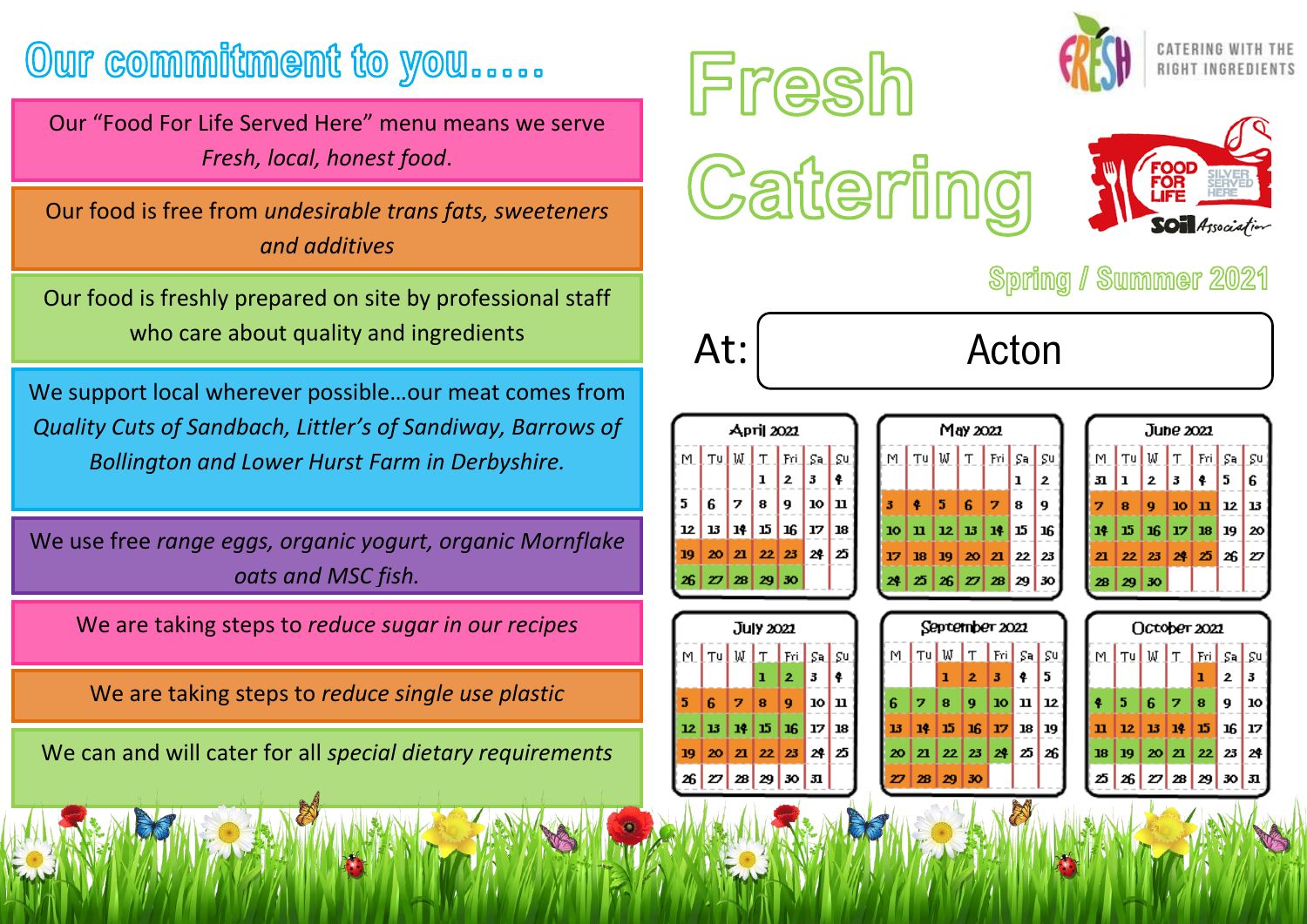# Our commitment to you.....

Our "Food For Life Served Here" menu means we serve *Fresh, local, honest food*.

Our food is free from *undesirable trans fats, sweeteners and additives*

Our food is freshly prepared on site by professional staff who care about quality and ingredients

We support local wherever possible...our meat comes from *Quality Cuts of Sandbach, Littler's of Sandiway, Barrows of Bollington and Lower Hurst Farm in Derbyshire.*

We use free *range eggs, organic yogurt, organic Mornflake oats and MSC fish.*

We are taking steps to *reduce sugar in our recipes*

We are taking steps to *reduce single use plastic*

We can and will cater for all *special dietary requirements*

# Fresh Catering

FRESH – CATERING WITH THE RIGHT INGREDIENTS

FOOD FOR LIFE SILVER SERVED HERE – Soil Association

## Spring / Summer 2021

At: Acton

**April 2021**

| M | Tu | W | T | Fri | Sa | Su |
|---|---|---|---|---|---|---|
| | | | 1 | 2 | 3 | 4 |
| 5 | 6 | 7 | 8 | 9 | 10 | 11 |
| 12 | 13 | 14 | 15 | 16 | 17 | 18 |
| 19 | 20 | 21 | 22 | 23 | 24 | 25 |
| 26 | 27 | 28 | 29 | 30 | | |

**May 2021**

| M | Tu | W | T | Fri | Sa | Su |
|---|---|---|---|---|---|---|
| | | | | | 1 | 2 |
| 3 | 4 | 5 | 6 | 7 | 8 | 9 |
| 10 | 11 | 12 | 13 | 14 | 15 | 16 |
| 17 | 18 | 19 | 20 | 21 | 22 | 23 |
| 24 | 25 | 26 | 27 | 28 | 29 | 30 |

**June 2021**

| M | Tu | W | T | Fri | Sa | Su |
|---|---|---|---|---|---|---|
| 31 | 1 | 2 | 3 | 4 | 5 | 6 |
| 7 | 8 | 9 | 10 | 11 | 12 | 13 |
| 14 | 15 | 16 | 17 | 18 | 19 | 20 |
| 21 | 22 | 23 | 24 | 25 | 26 | 27 |
| 28 | 29 | 30 | | | | |

**July 2021**

| M | Tu | W | T | Fri | Sa | Su |
|---|---|---|---|---|---|---|
| | | | 1 | 2 | 3 | 4 |
| 5 | 6 | 7 | 8 | 9 | 10 | 11 |
| 12 | 13 | 14 | 15 | 16 | 17 | 18 |
| 19 | 20 | 21 | 22 | 23 | 24 | 25 |
| 26 | 27 | 28 | 29 | 30 | 31 | |

**September 2021**

| M | Tu | W | T | Fri | Sa | Su |
|---|---|---|---|---|---|---|
| | | 1 | 2 | 3 | 4 | 5 |
| 6 | 7 | 8 | 9 | 10 | 11 | 12 |
| 13 | 14 | 15 | 16 | 17 | 18 | 19 |
| 20 | 21 | 22 | 23 | 24 | 25 | 26 |
| 27 | 28 | 29 | 30 | | | |

**October 2021**

| M | Tu | W | T | Fri | Sa | Su |
|---|---|---|---|---|---|---|
| | | | | 1 | 2 | 3 |
| 4 | 5 | 6 | 7 | 8 | 9 | 10 |
| 11 | 12 | 13 | 14 | 15 | 16 | 17 |
| 18 | 19 | 20 | 21 | 22 | 23 | 24 |
| 25 | 26 | 27 | 28 | 29 | 30 | 31 |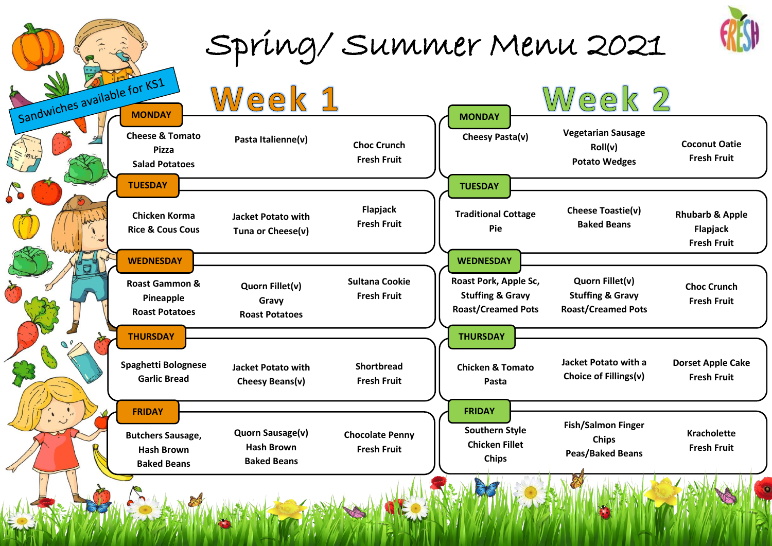# Spring/ Summer Menu 2021

Sandwiches available for KS1

## Week 1

| | | | |
|---|---|---|---|
| **MONDAY** | Cheese & Tomato Pizza<br>Salad Potatoes | Pasta Italienne(v) | Choc Crunch<br>Fresh Fruit |
| **TUESDAY** | Chicken Korma<br>Rice & Cous Cous | Jacket Potato with Tuna or Cheese(v) | Flapjack<br>Fresh Fruit |
| **WEDNESDAY** | Roast Gammon & Pineapple<br>Roast Potatoes | Quorn Fillet(v)<br>Gravy<br>Roast Potatoes | Sultana Cookie<br>Fresh Fruit |
| **THURSDAY** | Spaghetti Bolognese<br>Garlic Bread | Jacket Potato with Cheesy Beans(v) | Shortbread<br>Fresh Fruit |
| **FRIDAY** | Butchers Sausage,<br>Hash Brown<br>Baked Beans | Quorn Sausage(v)<br>Hash Brown<br>Baked Beans | Chocolate Penny<br>Fresh Fruit |

## Week 2

| | | | |
|---|---|---|---|
| **MONDAY** | Cheesy Pasta(v) | Vegetarian Sausage Roll(v)<br>Potato Wedges | Coconut Oatie<br>Fresh Fruit |
| **TUESDAY** | Traditional Cottage Pie | Cheese Toastie(v)<br>Baked Beans | Rhubarb & Apple Flapjack<br>Fresh Fruit |
| **WEDNESDAY** | Roast Pork, Apple Sc,<br>Stuffing & Gravy<br>Roast/Creamed Pots | Quorn Fillet(v)<br>Stuffing & Gravy<br>Roast/Creamed Pots | Choc Crunch<br>Fresh Fruit |
| **THURSDAY** | Chicken & Tomato Pasta | Jacket Potato with a Choice of Fillings(v) | Dorset Apple Cake<br>Fresh Fruit |
| **FRIDAY** | Southern Style Chicken Fillet<br>Chips | Fish/Salmon Finger<br>Chips<br>Peas/Baked Beans | Kracholette<br>Fresh Fruit |